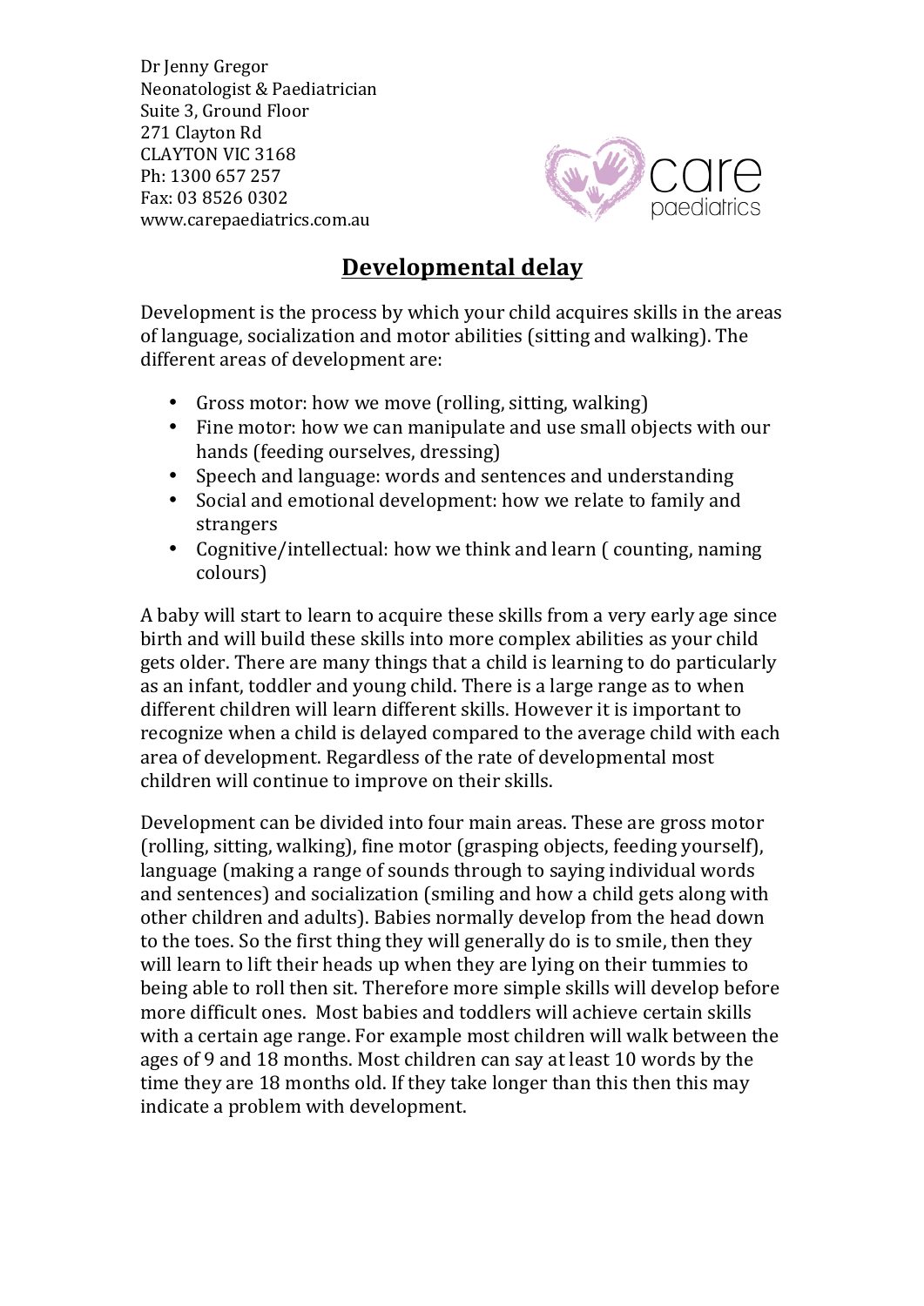Dr Jenny Gregor
Neonatologist & Paediatrician
Suite 3, Ground Floor
271 Clayton Rd
CLAYTON VIC 3168
Ph: 1300 657 257
Fax: 03 8526 0302
www.carepaediatrics.com.au

care paediatrics

# Developmental delay

Development is the process by which your child acquires skills in the areas of language, socialization and motor abilities (sitting and walking). The different areas of development are:

- Gross motor: how we move (rolling, sitting, walking)
- Fine motor: how we can manipulate and use small objects with our hands (feeding ourselves, dressing)
- Speech and language: words and sentences and understanding
- Social and emotional development: how we relate to family and strangers
- Cognitive/intellectual: how we think and learn ( counting, naming colours)

A baby will start to learn to acquire these skills from a very early age since birth and will build these skills into more complex abilities as your child gets older. There are many things that a child is learning to do particularly as an infant, toddler and young child. There is a large range as to when different children will learn different skills. However it is important to recognize when a child is delayed compared to the average child with each area of development. Regardless of the rate of developmental most children will continue to improve on their skills.

Development can be divided into four main areas. These are gross motor (rolling, sitting, walking), fine motor (grasping objects, feeding yourself), language (making a range of sounds through to saying individual words and sentences) and socialization (smiling and how a child gets along with other children and adults). Babies normally develop from the head down to the toes. So the first thing they will generally do is to smile, then they will learn to lift their heads up when they are lying on their tummies to being able to roll then sit. Therefore more simple skills will develop before more difficult ones. Most babies and toddlers will achieve certain skills with a certain age range. For example most children will walk between the ages of 9 and 18 months. Most children can say at least 10 words by the time they are 18 months old. If they take longer than this then this may indicate a problem with development.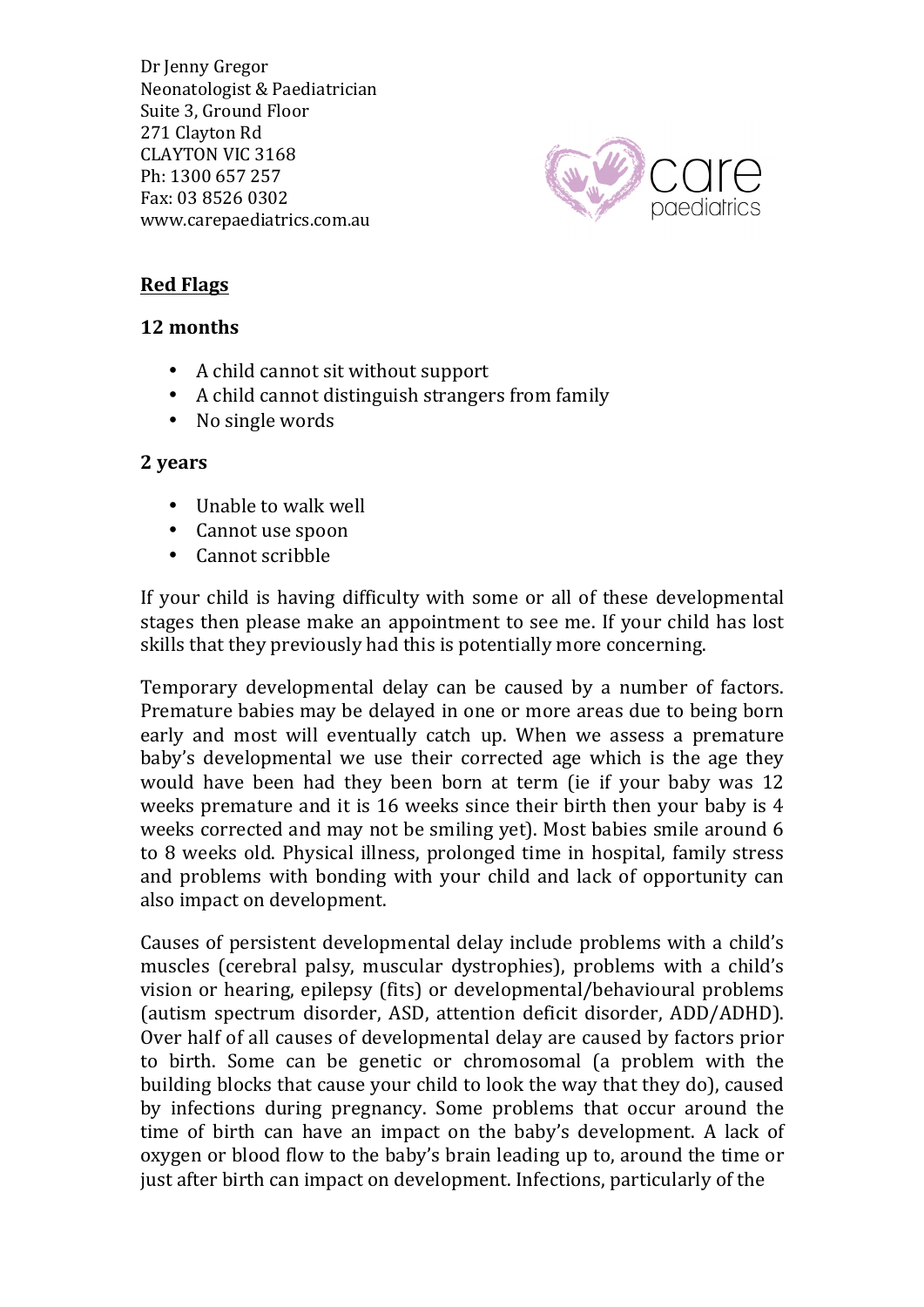Dr Jenny Gregor
Neonatologist & Paediatrician
Suite 3, Ground Floor
271 Clayton Rd
CLAYTON VIC 3168
Ph: 1300 657 257
Fax: 03 8526 0302
www.carepaediatrics.com.au

care paediatrics

**Red Flags**

**12 months**

- A child cannot sit without support
- A child cannot distinguish strangers from family
- No single words

**2 years**

- Unable to walk well
- Cannot use spoon
- Cannot scribble

If your child is having difficulty with some or all of these developmental stages then please make an appointment to see me. If your child has lost skills that they previously had this is potentially more concerning.

Temporary developmental delay can be caused by a number of factors. Premature babies may be delayed in one or more areas due to being born early and most will eventually catch up. When we assess a premature baby's developmental we use their corrected age which is the age they would have been had they been born at term (ie if your baby was 12 weeks premature and it is 16 weeks since their birth then your baby is 4 weeks corrected and may not be smiling yet). Most babies smile around 6 to 8 weeks old. Physical illness, prolonged time in hospital, family stress and problems with bonding with your child and lack of opportunity can also impact on development.

Causes of persistent developmental delay include problems with a child's muscles (cerebral palsy, muscular dystrophies), problems with a child's vision or hearing, epilepsy (fits) or developmental/behavioural problems (autism spectrum disorder, ASD, attention deficit disorder, ADD/ADHD). Over half of all causes of developmental delay are caused by factors prior to birth. Some can be genetic or chromosomal (a problem with the building blocks that cause your child to look the way that they do), caused by infections during pregnancy. Some problems that occur around the time of birth can have an impact on the baby's development. A lack of oxygen or blood flow to the baby's brain leading up to, around the time or just after birth can impact on development. Infections, particularly of the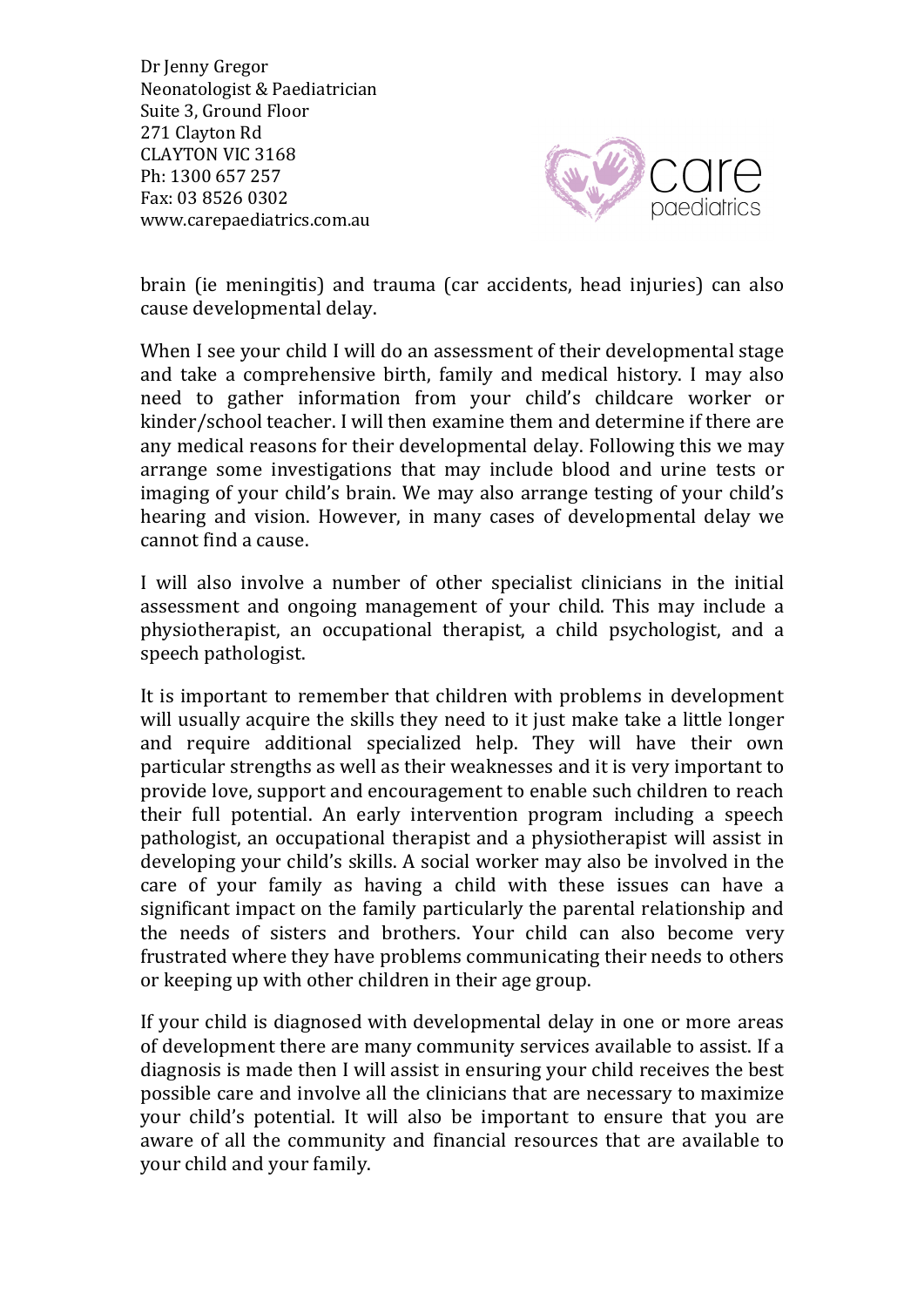brain (ie meningitis) and trauma (car accidents, head injuries) can also cause developmental delay.

When I see your child I will do an assessment of their developmental stage and take a comprehensive birth, family and medical history. I may also need to gather information from your child's childcare worker or kinder/school teacher. I will then examine them and determine if there are any medical reasons for their developmental delay. Following this we may arrange some investigations that may include blood and urine tests or imaging of your child's brain. We may also arrange testing of your child's hearing and vision. However, in many cases of developmental delay we cannot find a cause.

I will also involve a number of other specialist clinicians in the initial assessment and ongoing management of your child. This may include a physiotherapist, an occupational therapist, a child psychologist, and a speech pathologist.

It is important to remember that children with problems in development will usually acquire the skills they need to it just make take a little longer and require additional specialized help. They will have their own particular strengths as well as their weaknesses and it is very important to provide love, support and encouragement to enable such children to reach their full potential. An early intervention program including a speech pathologist, an occupational therapist and a physiotherapist will assist in developing your child's skills. A social worker may also be involved in the care of your family as having a child with these issues can have a significant impact on the family particularly the parental relationship and the needs of sisters and brothers. Your child can also become very frustrated where they have problems communicating their needs to others or keeping up with other children in their age group.

If your child is diagnosed with developmental delay in one or more areas of development there are many community services available to assist. If a diagnosis is made then I will assist in ensuring your child receives the best possible care and involve all the clinicians that are necessary to maximize your child's potential. It will also be important to ensure that you are aware of all the community and financial resources that are available to your child and your family.